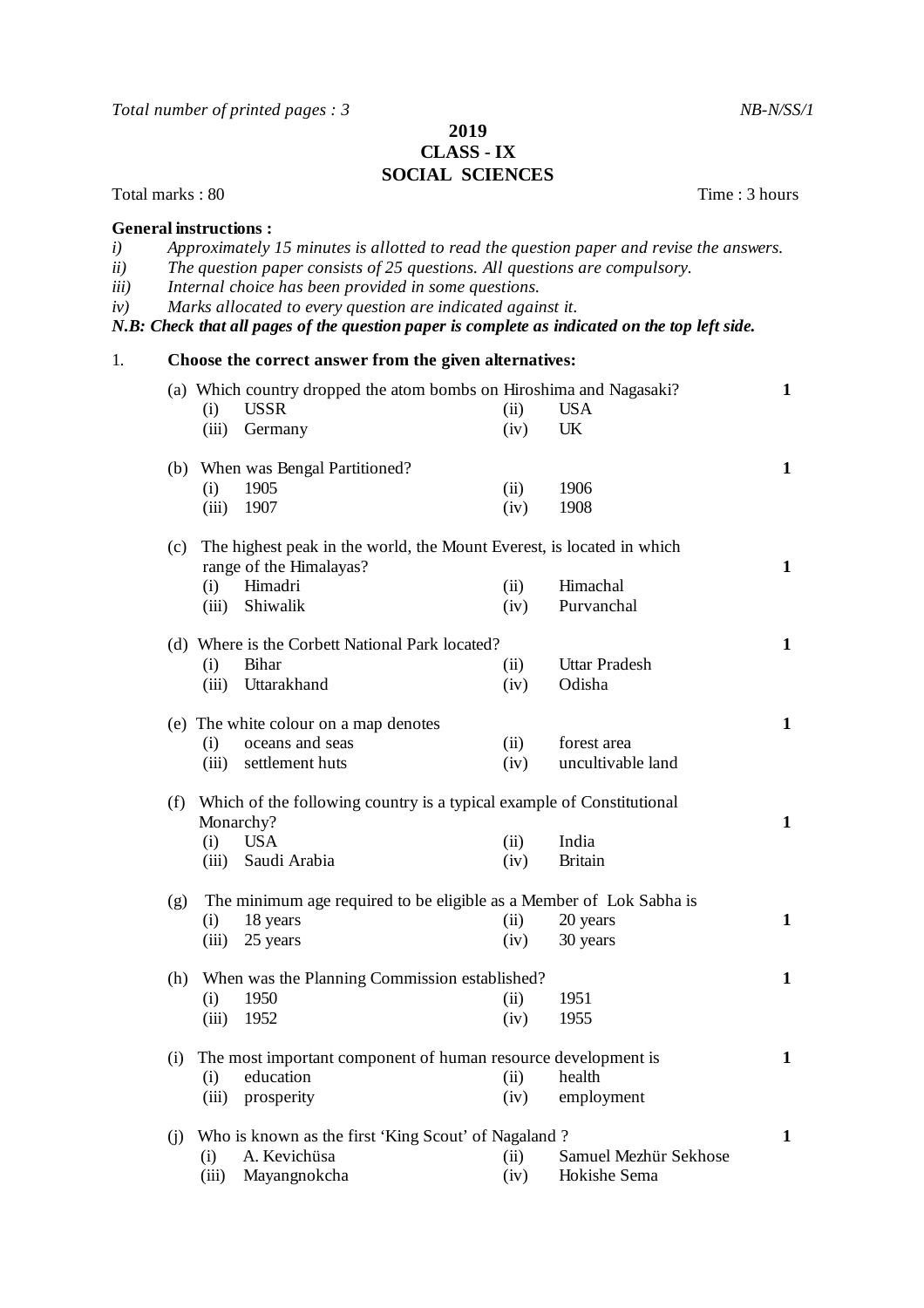*Total number of printed pages : 3* *NB-N/SS/1*

**2019**
**CLASS - IX**
**SOCIAL SCIENCES**

Total marks : 80 Time : 3 hours

**General instructions :**

*i) Approximately 15 minutes is allotted to read the question paper and revise the answers.*
*ii) The question paper consists of 25 questions. All questions are compulsory.*
*iii) Internal choice has been provided in some questions.*
*iv) Marks allocated to every question are indicated against it.*

***N.B: Check that all pages of the question paper is complete as indicated on the top left side.***

1. **Choose the correct answer from the given alternatives:**

(a) Which country dropped the atom bombs on Hiroshima and Nagasaki? **1**
  (i) USSR  (ii) USA
  (iii) Germany  (iv) UK

(b) When was Bengal Partitioned? **1**
  (i) 1905  (ii) 1906
  (iii) 1907  (iv) 1908

(c) The highest peak in the world, the Mount Everest, is located in which range of the Himalayas? **1**
  (i) Himadri  (ii) Himachal
  (iii) Shiwalik  (iv) Purvanchal

(d) Where is the Corbett National Park located? **1**
  (i) Bihar  (ii) Uttar Pradesh
  (iii) Uttarakhand  (iv) Odisha

(e) The white colour on a map denotes **1**
  (i) oceans and seas  (ii) forest area
  (iii) settlement huts  (iv) uncultivable land

(f) Which of the following country is a typical example of Constitutional Monarchy? **1**
  (i) USA  (ii) India
  (iii) Saudi Arabia  (iv) Britain

(g) The minimum age required to be eligible as a Member of Lok Sabha is **1**
  (i) 18 years  (ii) 20 years
  (iii) 25 years  (iv) 30 years

(h) When was the Planning Commission established? **1**
  (i) 1950  (ii) 1951
  (iii) 1952  (iv) 1955

(i) The most important component of human resource development is **1**
  (i) education  (ii) health
  (iii) prosperity  (iv) employment

(j) Who is known as the first 'King Scout' of Nagaland ? **1**
  (i) A. Kevichüsa  (ii) Samuel Mezhür Sekhose
  (iii) Mayangnokcha  (iv) Hokishe Sema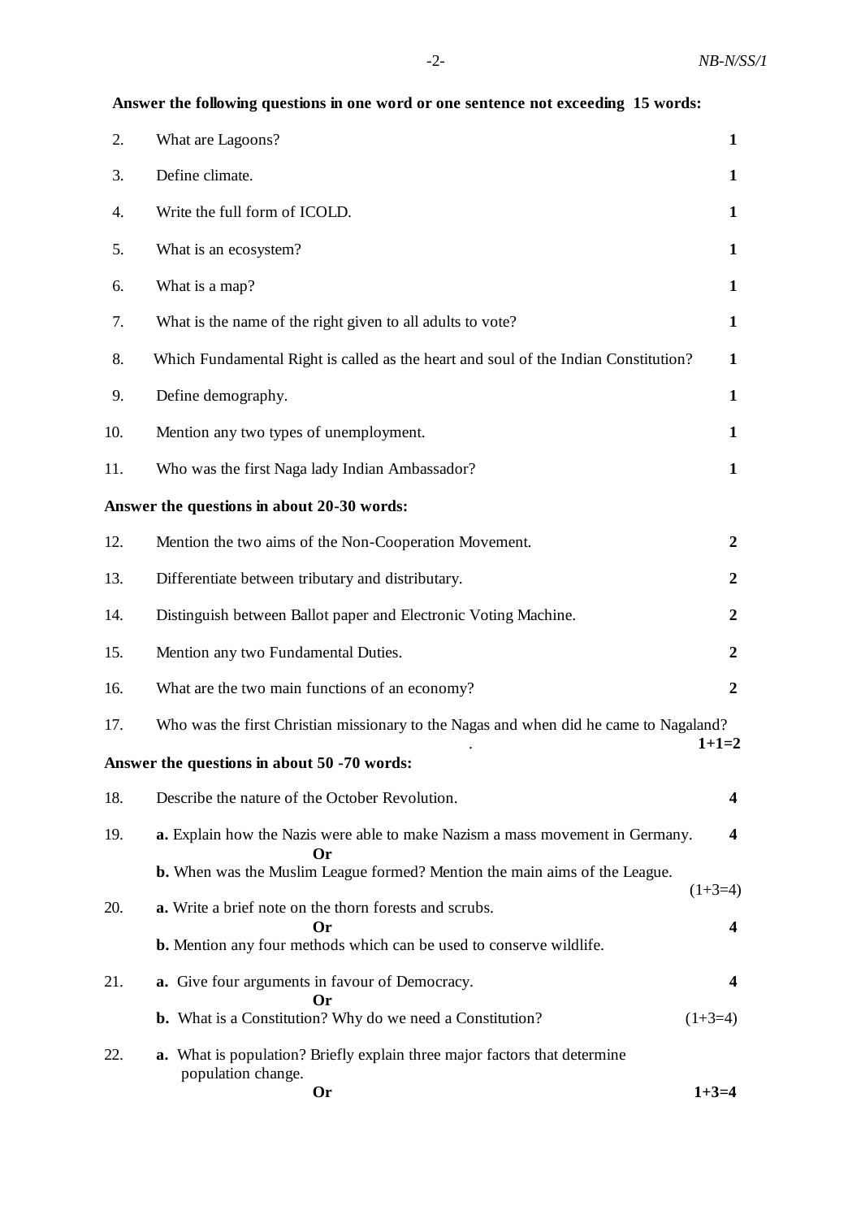**Answer the following questions in one word or one sentence not exceeding 15 words:**

2. What are Lagoons? **1**

3. Define climate. **1**

4. Write the full form of ICOLD. **1**

5. What is an ecosystem? **1**

6. What is a map? **1**

7. What is the name of the right given to all adults to vote? **1**

8. Which Fundamental Right is called as the heart and soul of the Indian Constitution? **1**

9. Define demography. **1**

10. Mention any two types of unemployment. **1**

11. Who was the first Naga lady Indian Ambassador? **1**

**Answer the questions in about 20-30 words:**

12. Mention the two aims of the Non-Cooperation Movement. **2**

13. Differentiate between tributary and distributary. **2**

14. Distinguish between Ballot paper and Electronic Voting Machine. **2**

15. Mention any two Fundamental Duties. **2**

16. What are the two main functions of an economy? **2**

17. Who was the first Christian missionary to the Nagas and when did he came to Nagaland? **1+1=2**

**Answer the questions in about 50 -70 words:**

18. Describe the nature of the October Revolution. **4**

19. **a.** Explain how the Nazis were able to make Nazism a mass movement in Germany. **4**

    **Or**

    **b.** When was the Muslim League formed? Mention the main aims of the League. (1+3=4)

20. **a.** Write a brief note on the thorn forests and scrubs. **4**

    **Or**

    **b.** Mention any four methods which can be used to conserve wildlife.

21. **a.** Give four arguments in favour of Democracy. **4**

    **Or**

    **b.** What is a Constitution? Why do we need a Constitution? (1+3=4)

22. **a.** What is population? Briefly explain three major factors that determine population change. **1+3=4**

    **Or**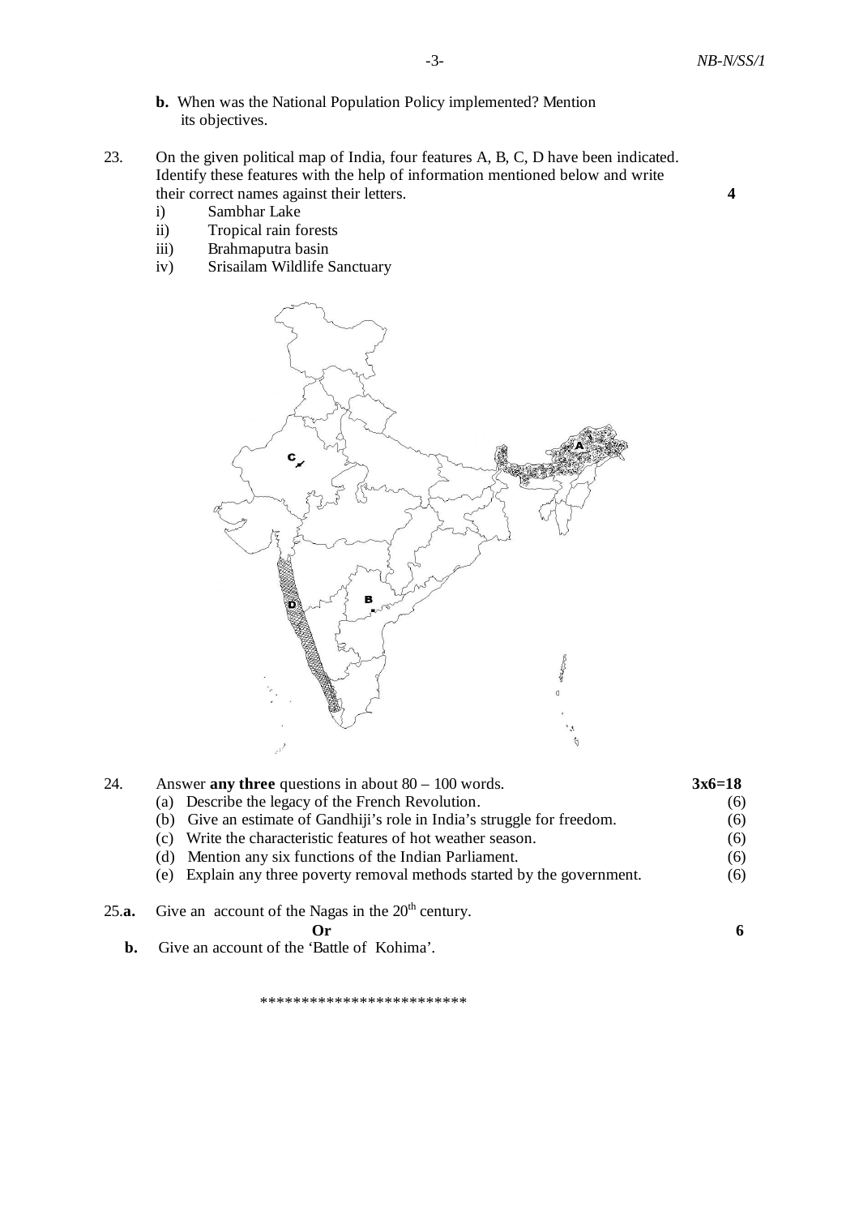**b.** When was the National Population Policy implemented? Mention its objectives.

23. On the given political map of India, four features A, B, C, D have been indicated. Identify these features with the help of information mentioned below and write their correct names against their letters. **4**

   i) Sambhar Lake
   ii) Tropical rain forests
   iii) Brahmaputra basin
   iv) Srisailam Wildlife Sanctuary

A

C

B

D

24. Answer **any three** questions in about 80 – 100 words. **3x6=18**

   (a) Describe the legacy of the French Revolution. (6)
   (b) Give an estimate of Gandhiji's role in India's struggle for freedom. (6)
   (c) Write the characteristic features of hot weather season. (6)
   (d) Mention any six functions of the Indian Parliament. (6)
   (e) Explain any three poverty removal methods started by the government. (6)

25.**a.** Give an account of the Nagas in the 20th century.

**Or** **6**

**b.** Give an account of the 'Battle of Kohima'.

\*\*\*\*\*\*\*\*\*\*\*\*\*\*\*\*\*\*\*\*\*\*\*\*